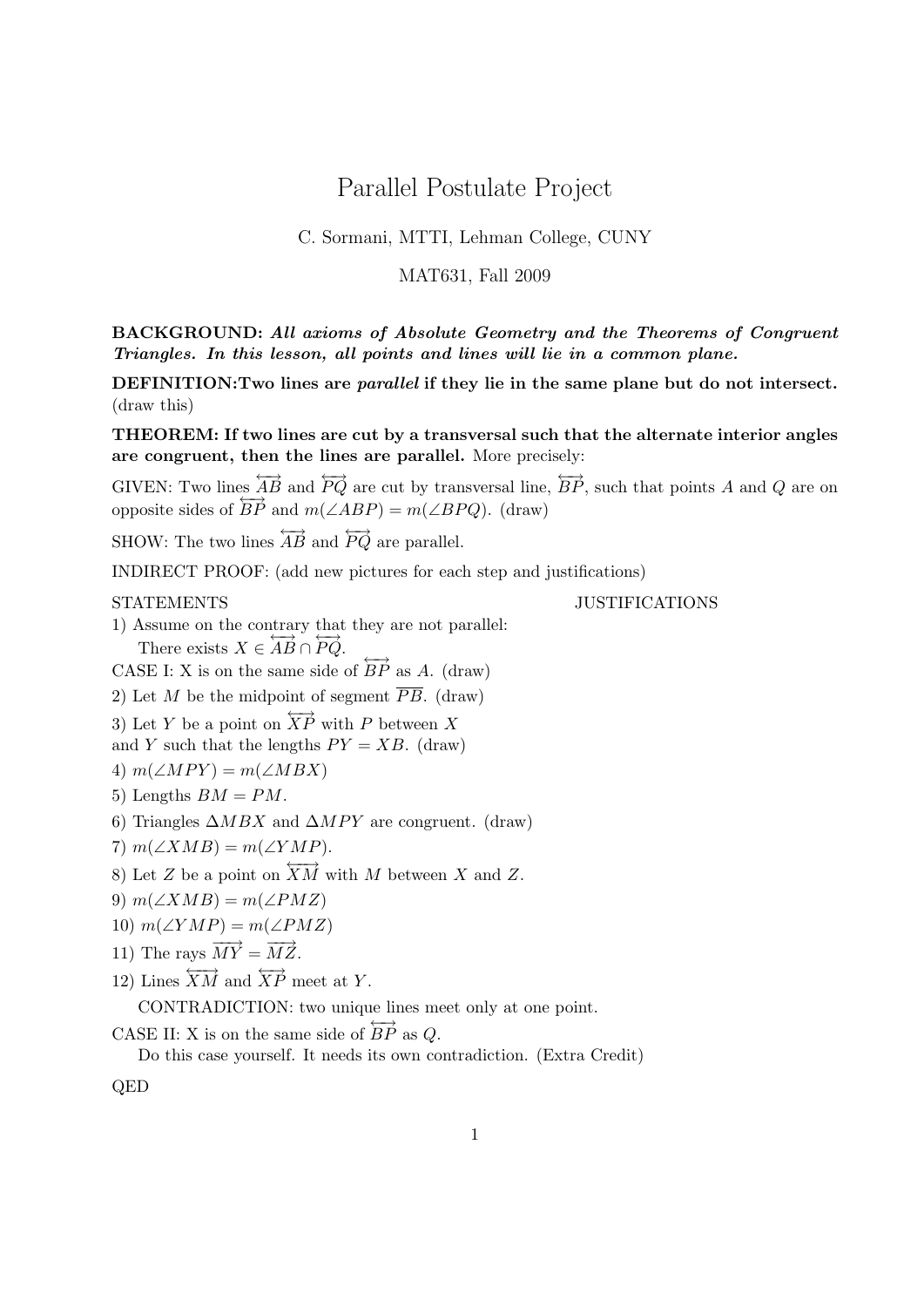# Parallel Postulate Project

C. Sormani, MTTI, Lehman College, CUNY

MAT631, Fall 2009

**BACKGROUND:** ***All axioms of Absolute Geometry and the Theorems of Congruent Triangles. In this lesson, all points and lines will lie in a common plane.***

**DEFINITION:Two lines are *parallel* if they lie in the same plane but do not intersect.** (draw this)

**THEOREM: If two lines are cut by a transversal such that the alternate interior angles are congruent, then the lines are parallel.** More precisely:

GIVEN: Two lines $\overleftrightarrow{AB}$ and $\overleftrightarrow{PQ}$ are cut by transversal line, $\overleftrightarrow{BP}$, such that points $A$ and $Q$ are on opposite sides of $\overleftrightarrow{BP}$ and $m(\angle ABP) = m(\angle BPQ)$. (draw)

SHOW: The two lines $\overleftrightarrow{AB}$ and $\overleftrightarrow{PQ}$ are parallel.

INDIRECT PROOF: (add new pictures for each step and justifications)

STATEMENTS JUSTIFICATIONS

1) Assume on the contrary that they are not parallel:
   There exists $X \in \overleftrightarrow{AB} \cap \overleftrightarrow{PQ}$.

CASE I: X is on the same side of $\overleftrightarrow{BP}$ as $A$. (draw)

2) Let $M$ be the midpoint of segment $\overline{PB}$. (draw)

3) Let $Y$ be a point on $\overleftrightarrow{XP}$ with $P$ between $X$ and $Y$ such that the lengths $PY = XB$. (draw)

4) $m(\angle MPY) = m(\angle MBX)$

5) Lengths $BM = PM$.

6) Triangles $\Delta MBX$ and $\Delta MPY$ are congruent. (draw)

7) $m(\angle XMB) = m(\angle YMP)$.

8) Let $Z$ be a point on $\overleftrightarrow{XM}$ with $M$ between $X$ and $Z$.

9) $m(\angle XMB) = m(\angle PMZ)$

10) $m(\angle YMP) = m(\angle PMZ)$

11) The rays $\overrightarrow{MY} = \overrightarrow{MZ}$.

12) Lines $\overleftrightarrow{XM}$ and $\overleftrightarrow{XP}$ meet at $Y$.

CONTRADICTION: two unique lines meet only at one point.

CASE II: X is on the same side of $\overleftrightarrow{BP}$ as $Q$.
Do this case yourself. It needs its own contradiction. (Extra Credit)

QED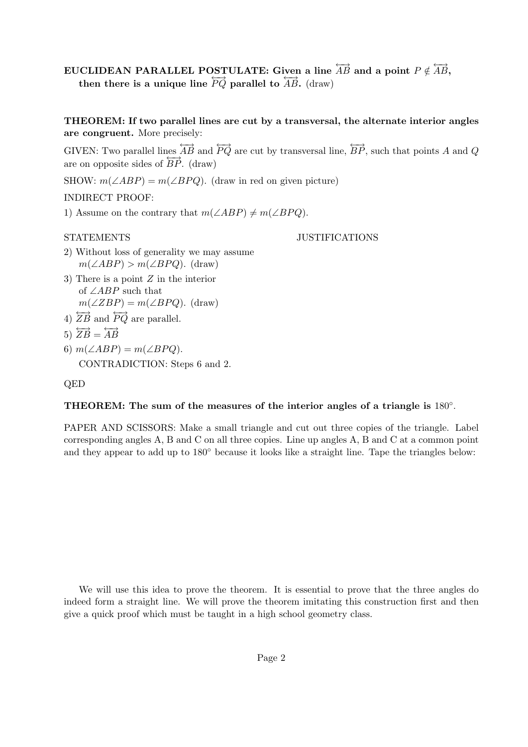**EUCLIDEAN PARALLEL POSTULATE: Given a line $\overleftrightarrow{AB}$ and a point $P \notin \overleftrightarrow{AB}$, then there is a unique line $\overleftrightarrow{PQ}$ parallel to $\overleftrightarrow{AB}$.** (draw)

**THEOREM: If two parallel lines are cut by a transversal, the alternate interior angles are congruent.** More precisely:

GIVEN: Two parallel lines $\overleftrightarrow{AB}$ and $\overleftrightarrow{PQ}$ are cut by transversal line, $\overleftrightarrow{BP}$, such that points $A$ and $Q$ are on opposite sides of $\overleftrightarrow{BP}$. (draw)

SHOW: $m(\angle ABP) = m(\angle BPQ)$. (draw in red on given picture)

INDIRECT PROOF:

1) Assume on the contrary that $m(\angle ABP) \neq m(\angle BPQ)$.

| STATEMENTS | JUSTIFICATIONS |
|---|---|
| 2) Without loss of generality we may assume $m(\angle ABP) > m(\angle BPQ)$. (draw) | |
| 3) There is a point $Z$ in the interior of $\angle ABP$ such that $m(\angle ZBP) = m(\angle BPQ)$. (draw) | |
| 4) $\overleftrightarrow{ZB}$ and $\overleftrightarrow{PQ}$ are parallel. | |
| 5) $\overleftrightarrow{ZB} = \overleftrightarrow{AB}$ | |
| 6) $m(\angle ABP) = m(\angle BPQ)$. CONTRADICTION: Steps 6 and 2. | |

QED

**THEOREM: The sum of the measures of the interior angles of a triangle is** $180°$.

PAPER AND SCISSORS: Make a small triangle and cut out three copies of the triangle. Label corresponding angles A, B and C on all three copies. Line up angles A, B and C at a common point and they appear to add up to $180°$ because it looks like a straight line. Tape the triangles below:

We will use this idea to prove the theorem. It is essential to prove that the three angles do indeed form a straight line. We will prove the theorem imitating this construction first and then give a quick proof which must be taught in a high school geometry class.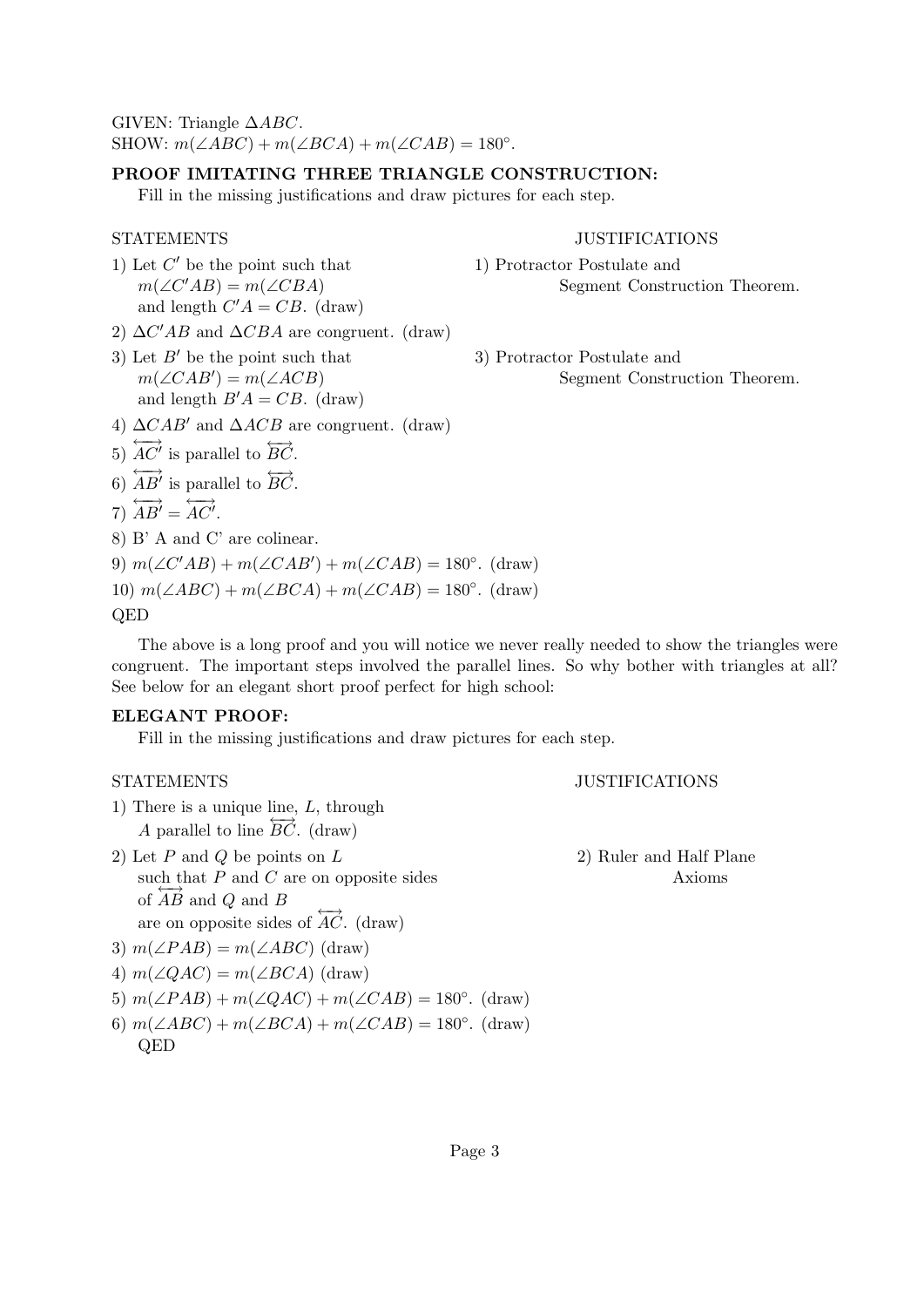GIVEN: Triangle $\Delta ABC$.
SHOW: $m(\angle ABC) + m(\angle BCA) + m(\angle CAB) = 180°$.

**PROOF IMITATING THREE TRIANGLE CONSTRUCTION:**

Fill in the missing justifications and draw pictures for each step.

| STATEMENTS | JUSTIFICATIONS |
|---|---|
| 1) Let $C'$ be the point such that $m(\angle C'AB) = m(\angle CBA)$ and length $C'A = CB$. (draw) | 1) Protractor Postulate and Segment Construction Theorem. |
| 2) $\Delta C'AB$ and $\Delta CBA$ are congruent. (draw) | |
| 3) Let $B'$ be the point such that $m(\angle CAB') = m(\angle ACB)$ and length $B'A = CB$. (draw) | 3) Protractor Postulate and Segment Construction Theorem. |
| 4) $\Delta CAB'$ and $\Delta ACB$ are congruent. (draw) | |
| 5) $\overleftrightarrow{AC'}$ is parallel to $\overleftrightarrow{BC}$. | |
| 6) $\overleftrightarrow{AB'}$ is parallel to $\overleftrightarrow{BC}$. | |
| 7) $\overleftrightarrow{AB'} = \overleftrightarrow{AC'}$. | |
| 8) B' A and C' are colinear. | |
| 9) $m(\angle C'AB) + m(\angle CAB') + m(\angle CAB) = 180°$. (draw) | |
| 10) $m(\angle ABC) + m(\angle BCA) + m(\angle CAB) = 180°$. (draw) | |

QED

The above is a long proof and you will notice we never really needed to show the triangles were congruent. The important steps involved the parallel lines. So why bother with triangles at all? See below for an elegant short proof perfect for high school:

**ELEGANT PROOF:**

Fill in the missing justifications and draw pictures for each step.

| STATEMENTS | JUSTIFICATIONS |
|---|---|
| 1) There is a unique line, $L$, through $A$ parallel to line $\overleftrightarrow{BC}$. (draw) | |
| 2) Let $P$ and $Q$ be points on $L$ such that $P$ and $C$ are on opposite sides of $\overleftrightarrow{AB}$ and $Q$ and $B$ are on opposite sides of $\overleftrightarrow{AC}$. (draw) | 2) Ruler and Half Plane Axioms |
| 3) $m(\angle PAB) = m(\angle ABC)$ (draw) | |
| 4) $m(\angle QAC) = m(\angle BCA)$ (draw) | |
| 5) $m(\angle PAB) + m(\angle QAC) + m(\angle CAB) = 180°$. (draw) | |
| 6) $m(\angle ABC) + m(\angle BCA) + m(\angle CAB) = 180°$. (draw) | |

QED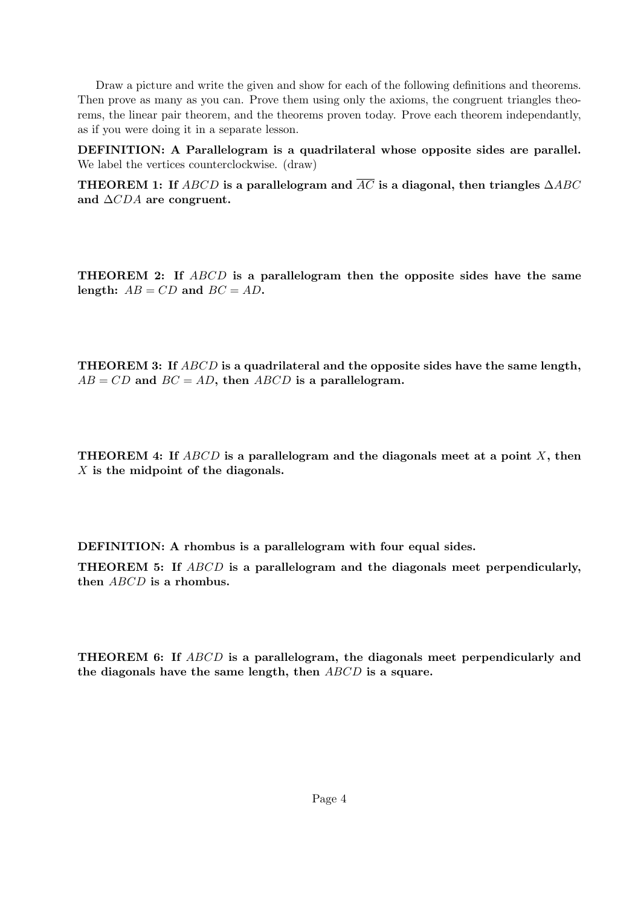Draw a picture and write the given and show for each of the following definitions and theorems. Then prove as many as you can. Prove them using only the axioms, the congruent triangles theorems, the linear pair theorem, and the theorems proven today. Prove each theorem independantly, as if you were doing it in a separate lesson.

**DEFINITION: A Parallelogram is a quadrilateral whose opposite sides are parallel.** We label the vertices counterclockwise. (draw)

**THEOREM 1: If $ABCD$ is a parallelogram and $\overline{AC}$ is a diagonal, then triangles $\Delta ABC$ and $\Delta CDA$ are congruent.**

**THEOREM 2: If $ABCD$ is a parallelogram then the opposite sides have the same length: $AB = CD$ and $BC = AD$.**

**THEOREM 3: If $ABCD$ is a quadrilateral and the opposite sides have the same length, $AB = CD$ and $BC = AD$, then $ABCD$ is a parallelogram.**

**THEOREM 4: If $ABCD$ is a parallelogram and the diagonals meet at a point $X$, then $X$ is the midpoint of the diagonals.**

**DEFINITION: A rhombus is a parallelogram with four equal sides.**

**THEOREM 5: If $ABCD$ is a parallelogram and the diagonals meet perpendicularly, then $ABCD$ is a rhombus.**

**THEOREM 6: If $ABCD$ is a parallelogram, the diagonals meet perpendicularly and the diagonals have the same length, then $ABCD$ is a square.**